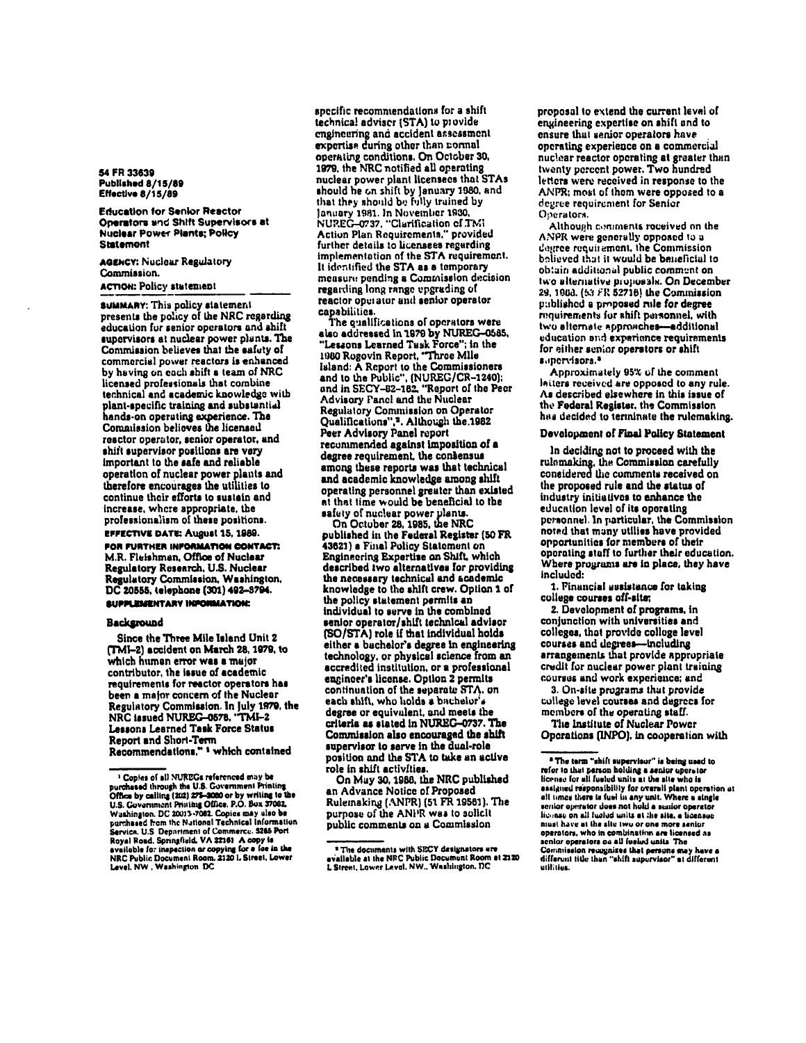54 FR 33639
Published 8/15/89
Effective 8/15/89

**Education for Senior Reactor Operators and Shift Supervisors at Nuclear Power Plants; Policy Statement**

**AGENCY:** Nuclear Regulatory Commission.

**ACTION:** Policy statement

**SUMMARY:** This policy statement presents the policy of the NRC regarding education for senior operators and shift supervisors at nuclear power plants. The Commission believes that the safety of commercial power reactors is enhanced by having on each shift a team of NRC licensed professionals that combine technical and academic knowledge with plant-specific training and substantial hands-on operating experience. The Commission believes the licensed reactor operator, senior operator, and shift supervisor positions are very important to the safe and reliable operation of nuclear power plants and therefore encourages the utilities to continue their efforts to sustain and increase, where appropriate, the professionalism of these positions.

**EFFECTIVE DATE:** August 15, 1989.

**FOR FURTHER INFORMATION CONTACT:** M.R. Fleishman, Office of Nuclear Regulatory Research, U.S. Nuclear Regulatory Commission, Washington, DC 20555, telephone (301) 492-3794.

**SUPPLEMENTARY INFORMATION:**

## Background

Since the Three Mile Island Unit 2 (TMI-2) accident on March 28, 1979, to which human error was a major contributor, the issue of academic requirements for reactor operators has been a major concern of the Nuclear Regulatory Commission. In July 1979, the NRC issued NUREG-0578, "TMI-2 Lessons Learned Task Force Status Report and Short-Term Recommendations,"[1] which contained specific recommendations for a shift technical adviser (STA) to provide engineering and accident assessment expertise during other than normal operating conditions. On October 30, 1979, the NRC notified all operating nuclear power plant licensees that STAs should be on shift by January 1980, and that they should be fully trained by January 1981. In November 1980, NUREG-0737, "Clarification of TMI Action Plan Requirements," provided further details to licensees regarding implementation of the STA requirement. It identified the STA as a temporary measure pending a Commission decision regarding long range upgrading of reactor operator and senior operator capabilities.

The qualifications of operators were also addressed in 1979 by NUREG-0585, "Lessons Learned Task Force"; in the 1980 Rogovin Report, "Three Mile Island: A Report to the Commissioners and to the Public", (NUREG/CR-1240); and in SECY-82-162, "Report of the Peer Advisory Panel and the Nuclear Regulatory Commission on Operator Qualifications",[2]. Although the 1982 Peer Advisory Panel report recommended against imposition of a degree requirement, the consensus among these reports was that technical and academic knowledge among shift operating personnel greater than existed at that time would be beneficial to the safety of nuclear power plants.

On October 28, 1985, the NRC published in the Federal Register (50 FR 43621) a Final Policy Statement on Engineering Expertise on Shift, which described two alternatives for providing the necessary technical and academic knowledge to the shift crew. Option 1 of the policy statement permits an individual to serve in the combined senior operator/shift technical advisor (SO/STA) role if that individual holds either a bachelor's degree in engineering technology, or physical science from an accredited institution, or a professional engineer's license. Option 2 permits continuation of the separate STA, on each shift, who holds a bachelor's degree or equivalent, and meets the criteria as stated in NUREG-0737. The Commission also encouraged the shift supervisor to serve in the dual-role position and the STA to take an active role in shift activities.

On May 30, 1986, the NRC published an Advance Notice of Proposed Rulemaking (ANPR) (51 FR 19561). The purpose of the ANPR was to solicit public comments on a Commission proposal to extend the current level of engineering expertise on shift and to ensure that senior operators have operating experience on a commercial nuclear reactor operating at greater than twenty percent power. Two hundred letters were received in response to the ANPR; most of them were opposed to a degree requirement for Senior Operators.

Although comments received on the ANPR were generally opposed to a degree requirement, the Commission believed that it would be beneficial to obtain additional public comment on two alternative proposals. On December 29, 1988, (53 FR 52716) the Commission published a proposed rule for degree requirements for shift personnel, with two alternate approaches—additional education and experience requirements for either senior operators or shift supervisors.[3]

Approximately 95% of the comment letters received are opposed to any rule. As described elsewhere in this issue of the Federal Register, the Commission has decided to terminate the rulemaking.

## Development of Final Policy Statement

In deciding not to proceed with the rulemaking, the Commission carefully considered the comments received on the proposed rule and the status of industry initiatives to enhance the education level of its operating personnel. In particular, the Commission noted that many utilities have provided opportunities for members of their operating staff to further their education. Where programs are in place, they have included:

1. Financial assistance for taking college courses off-site;
2. Development of programs, in conjunction with universities and colleges, that provide college level courses and degrees—including arrangements that provide appropriate credit for nuclear power plant training courses and work experience; and
3. On-site programs that provide college level courses and degrees for members of the operating staff.

The Institute of Nuclear Power Operations (INPO), in cooperation with

---

[1] Copies of all NUREGs referenced may be purchased through the U.S. Government Printing Office by calling (202) 275-2060 or by writing to the U.S. Government Printing Office, P.O. Box 37082, Washington, DC 20013-7082. Copies may also be purchased from the National Technical Information Service, U.S. Department of Commerce, 5285 Port Royal Road, Springfield, VA 22161. A copy is available for inspection or copying for a fee in the NRC Public Document Room, 2120 L Street, Lower Level, NW., Washington, DC.

[2] The documents with SECY designators are available at the NRC Public Document Room at 2120 L Street, Lower Level, NW., Washington, DC.

[3] The term "shift supervisor" is being used to refer to that person holding a senior operator license for all fueled units at the site who is assigned responsibility for overall plant operation at all times there is fuel in any unit. Where a single senior operator does not hold a senior operator license on all fueled units at the site, a licensee must have at the site two or one more senior operators, who in combination are licensed as senior operators on all fueled units. The Commission recognizes that persons may have a different title than "shift supervisor" at different utilities.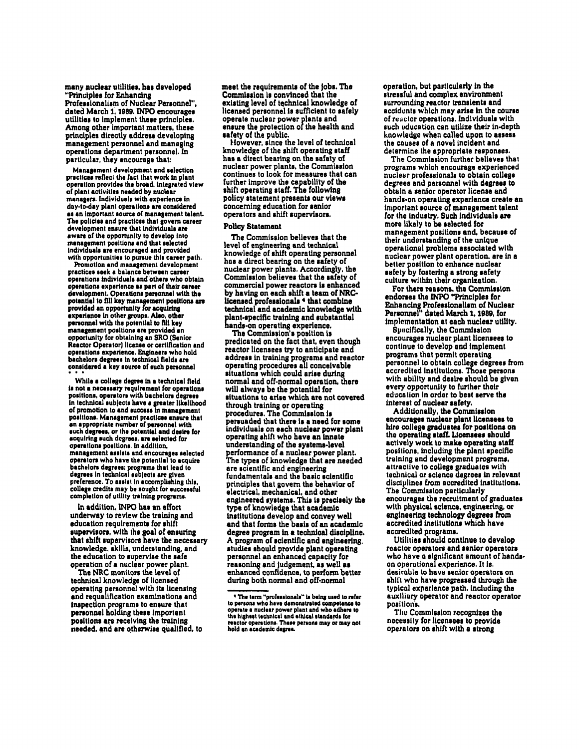many nuclear utilities, has developed "Principles for Enhancing Professionalism of Nuclear Personnel", dated March 1, 1989. INPO encourages utilities to implement these principles. Among other important matters, these principles directly address developing management personnel and managing operations department personnel. In particular, they encourage that:

> Management development and selection practices reflect the fact that work in plant operation provides the broad, integrated view of plant activities needed by nuclear managers. Individuals with experience in day-to-day plant operations are considered as an important source of management talent. The policies and practices that govern career development ensure that individuals are aware of the opportunity to develop into management positions and that selected individuals are encouraged and provided with opportunities to pursue this career path.
>
> Promotion and management development practices seek a balance between career operations individuals and others who obtain operations experience as part of their career development. Operations personnel with the potential to fill key management positions are provided an opportunity for acquiring experience in other groups. Also, other personnel with the potential to fill key management positions are provided an opportunity for obtaining an SRO (Senior Reactor Operator) license or certification and operations experience. Engineers who hold bachelors degrees in technical fields are considered a key source of such personnel
>
> \* \* \*
>
> While a college degree in a technical field is not a necessary requirement for operations positions, operators with bachelors degrees in technical subjects have a greater likelihood of promotion to and success in management positions. Management practices ensure that an appropriate number of personnel with such degrees, or the potential and desire for acquiring such degrees, are selected for operations positions. In addition, management assists and encourages selected operators who have the potential to acquire bachelors degrees; programs that lead to degrees in technical subjects are given preference. To assist in accomplishing this, college credits may be sought for successful completion of utility training programs.

In addition, INPO has an effort underway to review the training and education requirements for shift supervisors, with the goal of ensuring that shift supervisors have the necessary knowledge, skills, understanding, and the education to supervise the safe operation of a nuclear power plant.

The NRC monitors the level of technical knowledge of licensed operating personnel with its licensing and requalification examinations and inspection programs to ensure that personnel holding these important positions are receiving the training needed, and are otherwise qualified, to meet the requirements of the jobs. The Commission is convinced that the existing level of technical knowledge of licensed personnel is sufficient to safely operate nuclear power plants and ensure the protection of the health and safety of the public.

However, since the level of technical knowledge of the shift operating staff has a direct bearing on the safety of nuclear power plants, the Commission continues to look for measures that can further improve the capability of the shift operating staff. The following policy statement presents our views concerning education for senior operators and shift supervisors.

### Policy Statement

The Commission believes that the level of engineering and technical knowledge of shift operating personnel has a direct bearing on the safety of nuclear power plants. Accordingly, the Commission believes that the safety of commercial power reactors is enhanced by having on each shift a team of NRC-licensed professionals [4] that combine technical and academic knowledge with plant-specific training and substantial hands-on operating experience.

The Commission's position is predicated on the fact that, even though reactor licensees try to anticipate and address in training programs and reactor operating procedures all conceivable situations which could arise during normal and off-normal operation, there will always be the potential for situations to arise which are not covered through training or operating procedures. The Commission is persuaded that there is a need for some individuals on each nuclear power plant operating shift who have an innate understanding of the systems-level performance of a nuclear power plant. The types of knowledge that are needed are scientific and engineering fundamentals and the basic scientific principles that govern the behavior of electrical, mechanical, and other engineered systems. This is precisely the type of knowledge that academic institutions develop and convey well and that forms the basis of an academic degree program in a technical discipline. A program of scientific and engineering studies should provide plant operating personnel an enhanced capacity for reasoning and judgement, as well as enhanced confidence, to perform better during both normal and off-normal operation, but particularly in the stressful and complex environment surrounding reactor transients and accidents which may arise in the course of reactor operations. Individuals with such education can utilize their in-depth knowledge when called upon to assess the causes of a novel incident and determine the appropriate responses.

The Commission further believes that programs which encourage experienced nuclear professionals to obtain college degrees and personnel with degrees to obtain a senior operator license and hands-on operating experience create an important source of management talent for the industry. Such individuals are more likely to be selected for management positions and, because of their understanding of the unique operational problems associated with nuclear power plant operation, are in a better position to enhance nuclear safety by fostering a strong safety culture within their organization.

For there reasons, the Commission endorses the INPO "Principles for Enhancing Professionalism of Nuclear Personnel" dated March 1, 1989, for implementation at each nuclear utility.

Specifically, the Commission encourages nuclear plant licensees to continue to develop and implement programs that permit operating personnel to obtain college degrees from accredited institutions. Those persons with ability and desire should be given every opportunity to further their education in order to best serve the interest of nuclear safety.

Additionally, the Commission encourages nuclear plant licensees to hire college graduates for positions on the operating staff. Licensees should actively work to make operating staff positions, including the plant specific training and development programs, attractive to college graduates with technical or science degrees in relevant disciplines from accredited institutions. The Commission particularly encourages the recruitment of graduates with physical science, engineering, or engineering technology degrees from accredited institutions which have accredited programs.

Utilities should continue to develop reactor operators and senior operators who have a significant amount of hands-on operational experience. It is desirable to have senior operators on shift who have progressed through the typical experience path, including the auxiliary operator and reactor operator positions.

The Commission recognizes the necessity for licensees to provide operators on shift with a strong

---

[4] The term "professionals" is being used to refer to persons who have demonstrated competence to operate a nuclear power plant and who adhere to the highest technical and ethical standards for reactor operations. These persons may or may not hold an academic degree.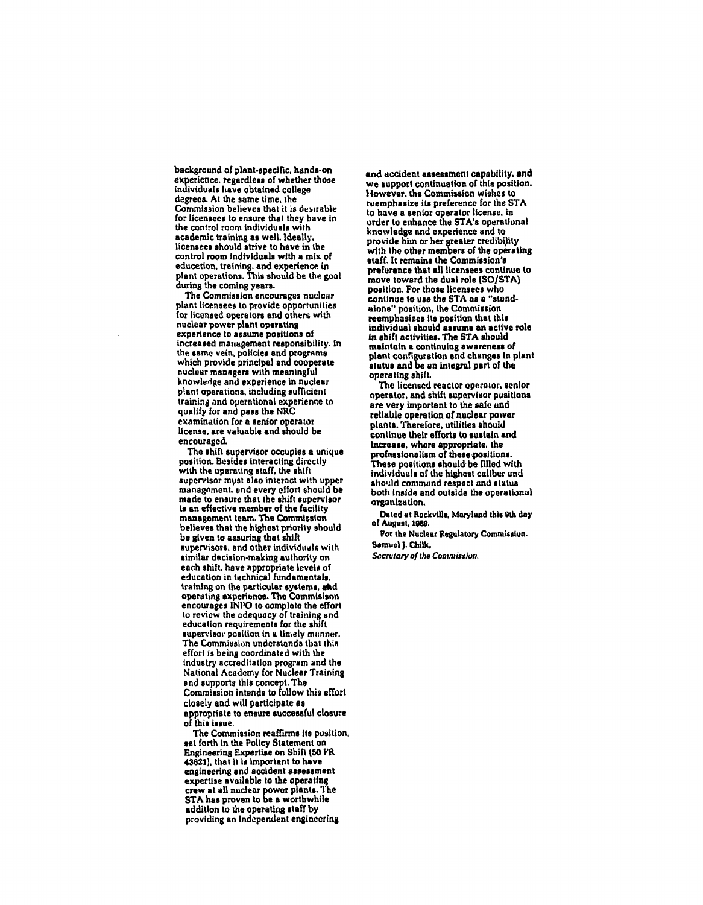background of plant-specific, hands-on experience, regardless of whether those individuals have obtained college degrees. At the same time, the Commission believes that it is desirable for licensees to ensure that they have in the control room individuals with academic training as well. Ideally, licensees should strive to have in the control room individuals with a mix of education, training, and experience in plant operations. This should be the goal during the coming years.

The Commission encourages nuclear plant licensees to provide opportunities for licensed operators and others with nuclear power plant operating experience to assume positions of increased management responsibility. In the same vein, policies and programs which provide principal and cooperate nuclear managers with meaningful knowledge and experience in nuclear plant operations, including sufficient training and operational experience to qualify for and pass the NRC examination for a senior operator license, are valuable and should be encouraged.

The shift supervisor occupies a unique position. Besides interacting directly with the operating staff, the shift supervisor must also interact with upper management, and every effort should be made to ensure that the shift supervisor is an effective member of the facility management team. The Commission believes that the highest priority should be given to assuring that shift supervisors, and other individuals with similar decision-making authority on each shift, have appropriate levels of education in technical fundamentals, training on the particular systems, and operating experience. The Commisison encourages INPO to complete the effort to review the adequacy of training and education requirements for the shift supervisor position in a timely manner. The Commission understands that this effort is being coordinated with the industry accreditation program and the National Academy for Nuclear Training and supports this concept. The Commission intends to follow this effort closely and will participate as appropriate to ensure successful closure of this issue.

The Commission reaffirms its position, set forth in the Policy Statement on Engineering Expertise on Shift (50 FR 43621), that it is important to have engineering and accident assessment expertise available to the operating crew at all nuclear power plants. The STA has proven to be a worthwhile addition to the operating staff by providing an independent engineering and accident assessment capability, and we support continuation of this position. However, the Commission wishes to reemphasize its preference for the STA to have a senior operator license, in order to enhance the STA's operational knowledge and experience and to provide him or her greater credibility with the other members of the operating staff. It remains the Commission's preference that all licensees continue to move toward the dual role (SO/STA) position. For those licensees who continue to use the STA as a "stand-alone" position, the Commission reemphasizes its position that this individual should assume an active role in shift activities. The STA should maintain a continuing awareness of plant configuration and changes in plant status and be an integral part of the operating shift.

The licensed reactor operator, senior operator, and shift supervisor positions are very important to the safe and reliable operation of nuclear power plants. Therefore, utilities should continue their efforts to sustain and increase, where appropriate, the professionalism of these positions. These positions should be filled with individuals of the highest caliber and should command respect and status both inside and outside the operational organization.

Dated at Rockville, Maryland this 9th day of August, 1989.

For the Nuclear Regulatory Commission.

Samuel J. Chilk,

*Secretary of the Commission.*